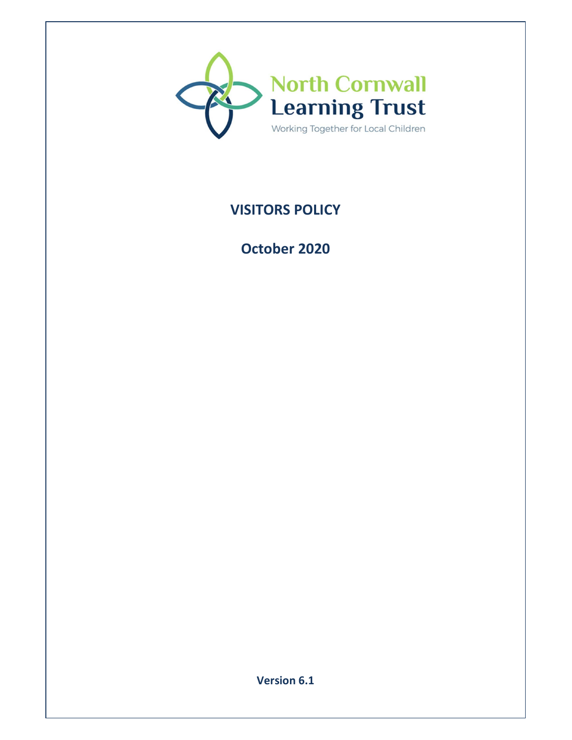North Cornwall Learning Trust

Working Together for Local Children

# VISITORS POLICY

## October 2020

**Version 6.1**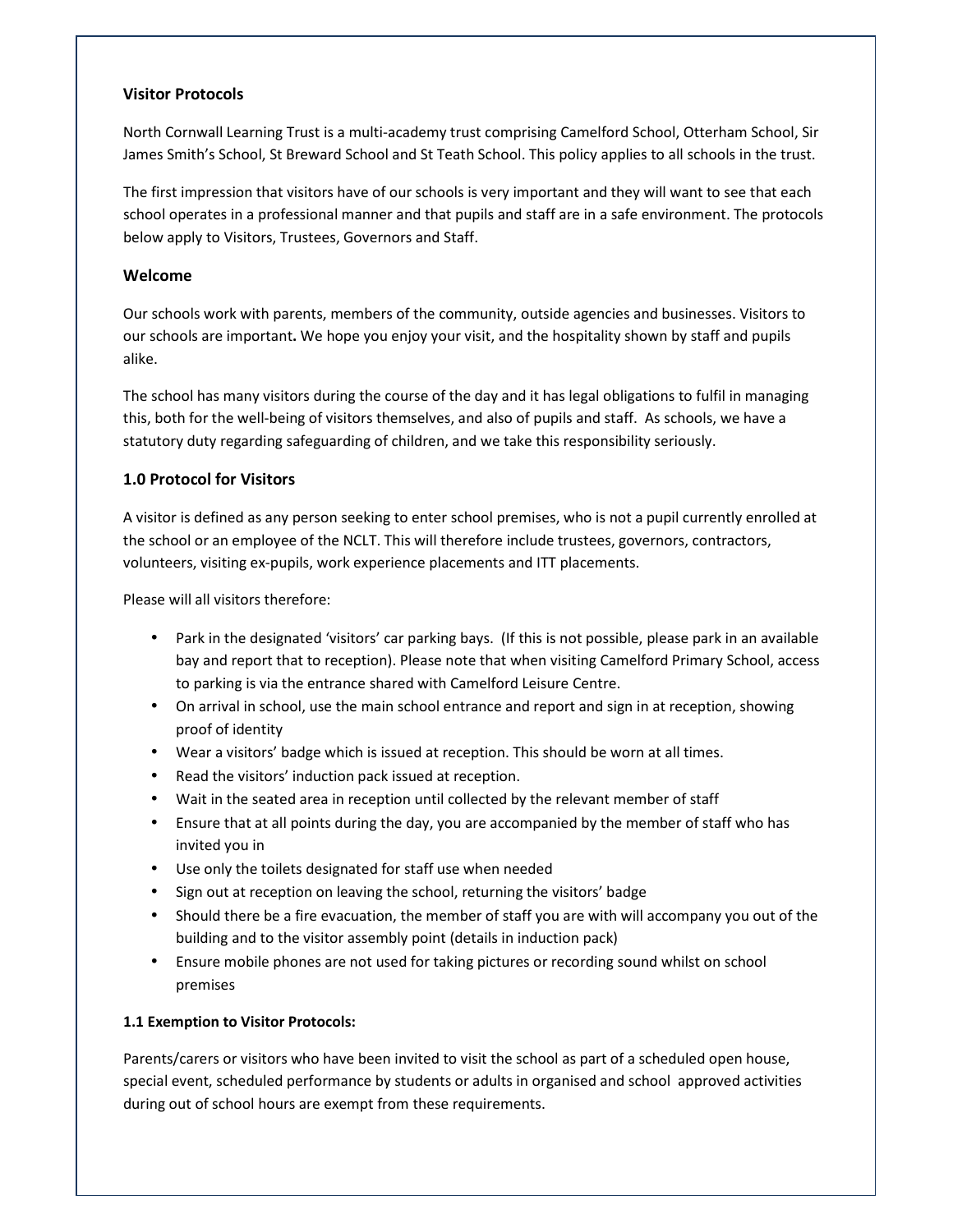### Visitor Protocols

North Cornwall Learning Trust is a multi-academy trust comprising Camelford School, Otterham School, Sir James Smith's School, St Breward School and St Teath School. This policy applies to all schools in the trust.

The first impression that visitors have of our schools is very important and they will want to see that each school operates in a professional manner and that pupils and staff are in a safe environment. The protocols below apply to Visitors, Trustees, Governors and Staff.

## Welcome

Our schools work with parents, members of the community, outside agencies and businesses. Visitors to our schools are important**.** We hope you enjoy your visit, and the hospitality shown by staff and pupils alike.

The school has many visitors during the course of the day and it has legal obligations to fulfil in managing this, both for the well-being of visitors themselves, and also of pupils and staff. As schools, we have a statutory duty regarding safeguarding of children, and we take this responsibility seriously.

## 1.0 Protocol for Visitors

A visitor is defined as any person seeking to enter school premises, who is not a pupil currently enrolled at the school or an employee of the NCLT. This will therefore include trustees, governors, contractors, volunteers, visiting ex-pupils, work experience placements and ITT placements.

Please will all visitors therefore:

- Park in the designated 'visitors' car parking bays. (If this is not possible, please park in an available bay and report that to reception). Please note that when visiting Camelford Primary School, access to parking is via the entrance shared with Camelford Leisure Centre.
- On arrival in school, use the main school entrance and report and sign in at reception, showing proof of identity
- Wear a visitors' badge which is issued at reception. This should be worn at all times.
- Read the visitors' induction pack issued at reception.
- Wait in the seated area in reception until collected by the relevant member of staff
- Ensure that at all points during the day, you are accompanied by the member of staff who has invited you in
- Use only the toilets designated for staff use when needed
- Sign out at reception on leaving the school, returning the visitors' badge
- Should there be a fire evacuation, the member of staff you are with will accompany you out of the building and to the visitor assembly point (details in induction pack)
- Ensure mobile phones are not used for taking pictures or recording sound whilst on school premises

**1.1 Exemption to Visitor Protocols:**

Parents/carers or visitors who have been invited to visit the school as part of a scheduled open house, special event, scheduled performance by students or adults in organised and school approved activities during out of school hours are exempt from these requirements.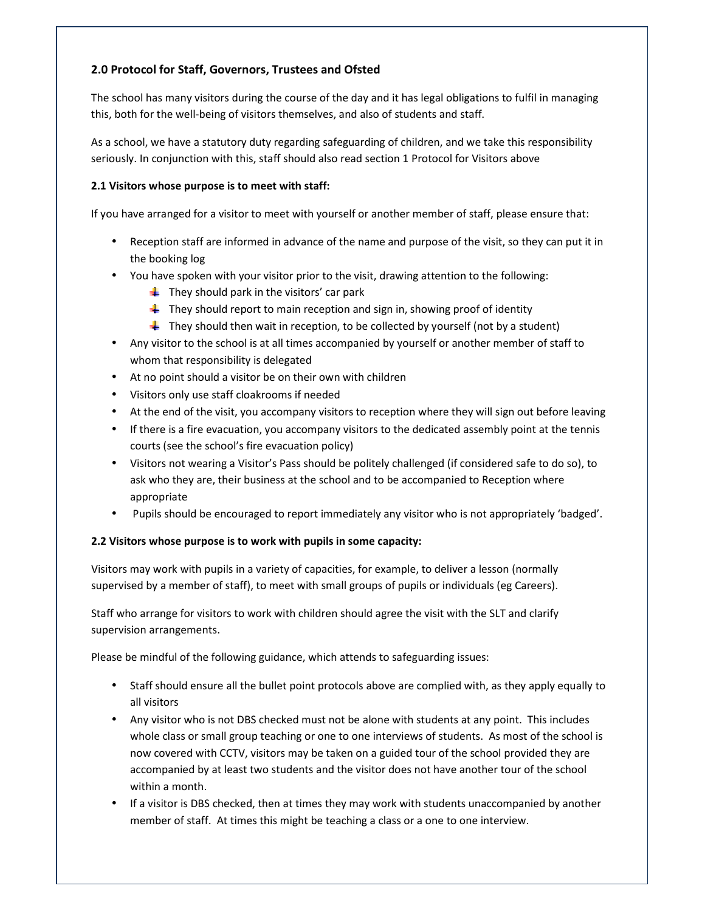## 2.0 Protocol for Staff, Governors, Trustees and Ofsted

The school has many visitors during the course of the day and it has legal obligations to fulfil in managing this, both for the well-being of visitors themselves, and also of students and staff.

As a school, we have a statutory duty regarding safeguarding of children, and we take this responsibility seriously. In conjunction with this, staff should also read section 1 Protocol for Visitors above

### 2.1 Visitors whose purpose is to meet with staff:

If you have arranged for a visitor to meet with yourself or another member of staff, please ensure that:

- Reception staff are informed in advance of the name and purpose of the visit, so they can put it in the booking log
- You have spoken with your visitor prior to the visit, drawing attention to the following:
  - They should park in the visitors' car park
  - They should report to main reception and sign in, showing proof of identity
  - They should then wait in reception, to be collected by yourself (not by a student)
- Any visitor to the school is at all times accompanied by yourself or another member of staff to whom that responsibility is delegated
- At no point should a visitor be on their own with children
- Visitors only use staff cloakrooms if needed
- At the end of the visit, you accompany visitors to reception where they will sign out before leaving
- If there is a fire evacuation, you accompany visitors to the dedicated assembly point at the tennis courts (see the school's fire evacuation policy)
- Visitors not wearing a Visitor's Pass should be politely challenged (if considered safe to do so), to ask who they are, their business at the school and to be accompanied to Reception where appropriate
- Pupils should be encouraged to report immediately any visitor who is not appropriately 'badged'.

### 2.2 Visitors whose purpose is to work with pupils in some capacity:

Visitors may work with pupils in a variety of capacities, for example, to deliver a lesson (normally supervised by a member of staff), to meet with small groups of pupils or individuals (eg Careers).

Staff who arrange for visitors to work with children should agree the visit with the SLT and clarify supervision arrangements.

Please be mindful of the following guidance, which attends to safeguarding issues:

- Staff should ensure all the bullet point protocols above are complied with, as they apply equally to all visitors
- Any visitor who is not DBS checked must not be alone with students at any point. This includes whole class or small group teaching or one to one interviews of students. As most of the school is now covered with CCTV, visitors may be taken on a guided tour of the school provided they are accompanied by at least two students and the visitor does not have another tour of the school within a month.
- If a visitor is DBS checked, then at times they may work with students unaccompanied by another member of staff. At times this might be teaching a class or a one to one interview.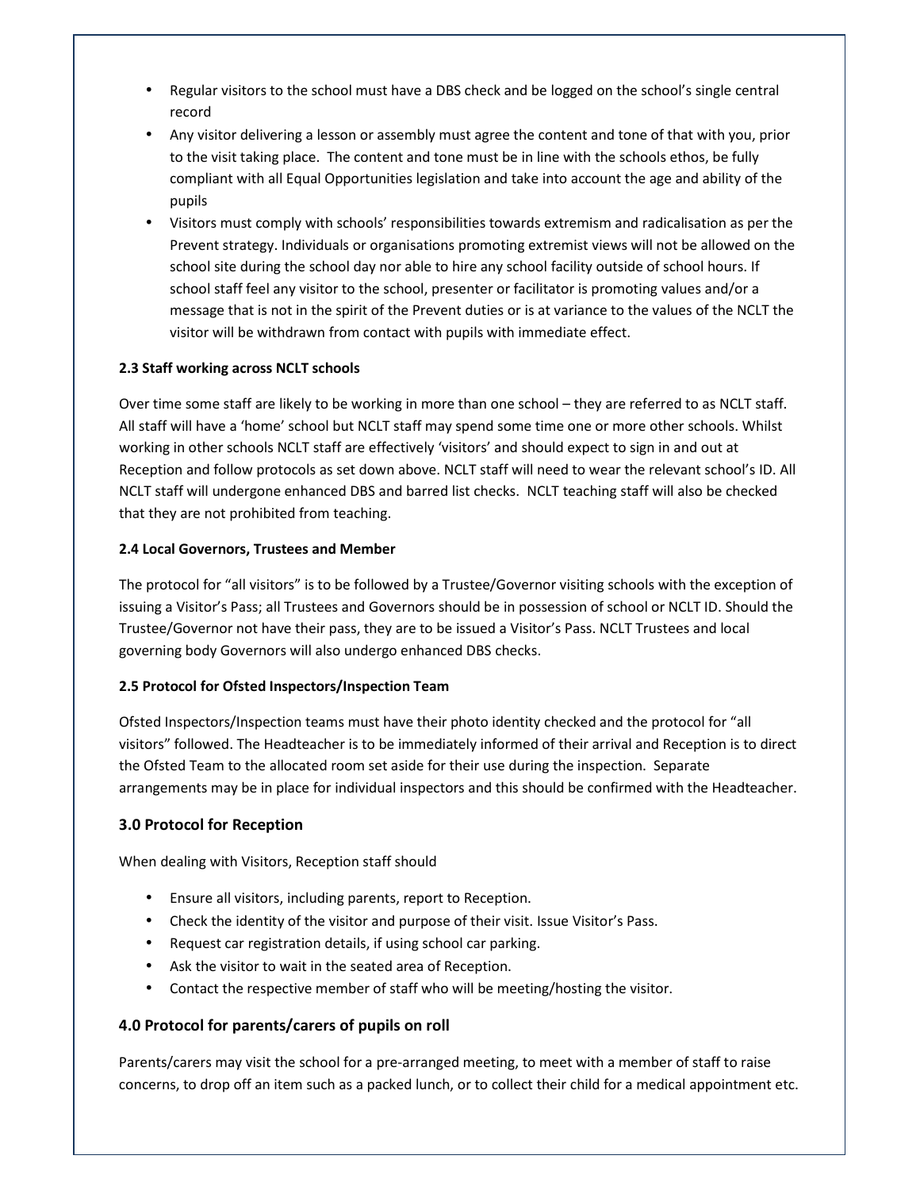- Regular visitors to the school must have a DBS check and be logged on the school's single central record
- Any visitor delivering a lesson or assembly must agree the content and tone of that with you, prior to the visit taking place. The content and tone must be in line with the schools ethos, be fully compliant with all Equal Opportunities legislation and take into account the age and ability of the pupils
- Visitors must comply with schools' responsibilities towards extremism and radicalisation as per the Prevent strategy. Individuals or organisations promoting extremist views will not be allowed on the school site during the school day nor able to hire any school facility outside of school hours. If school staff feel any visitor to the school, presenter or facilitator is promoting values and/or a message that is not in the spirit of the Prevent duties or is at variance to the values of the NCLT the visitor will be withdrawn from contact with pupils with immediate effect.

**2.3 Staff working across NCLT schools**

Over time some staff are likely to be working in more than one school – they are referred to as NCLT staff. All staff will have a 'home' school but NCLT staff may spend some time one or more other schools. Whilst working in other schools NCLT staff are effectively 'visitors' and should expect to sign in and out at Reception and follow protocols as set down above. NCLT staff will need to wear the relevant school's ID. All NCLT staff will undergone enhanced DBS and barred list checks. NCLT teaching staff will also be checked that they are not prohibited from teaching.

**2.4 Local Governors, Trustees and Member**

The protocol for "all visitors" is to be followed by a Trustee/Governor visiting schools with the exception of issuing a Visitor's Pass; all Trustees and Governors should be in possession of school or NCLT ID. Should the Trustee/Governor not have their pass, they are to be issued a Visitor's Pass. NCLT Trustees and local governing body Governors will also undergo enhanced DBS checks.

**2.5 Protocol for Ofsted Inspectors/Inspection Team**

Ofsted Inspectors/Inspection teams must have their photo identity checked and the protocol for "all visitors" followed. The Headteacher is to be immediately informed of their arrival and Reception is to direct the Ofsted Team to the allocated room set aside for their use during the inspection. Separate arrangements may be in place for individual inspectors and this should be confirmed with the Headteacher.

## 3.0 Protocol for Reception

When dealing with Visitors, Reception staff should

- Ensure all visitors, including parents, report to Reception.
- Check the identity of the visitor and purpose of their visit. Issue Visitor's Pass.
- Request car registration details, if using school car parking.
- Ask the visitor to wait in the seated area of Reception.
- Contact the respective member of staff who will be meeting/hosting the visitor.

## 4.0 Protocol for parents/carers of pupils on roll

Parents/carers may visit the school for a pre-arranged meeting, to meet with a member of staff to raise concerns, to drop off an item such as a packed lunch, or to collect their child for a medical appointment etc.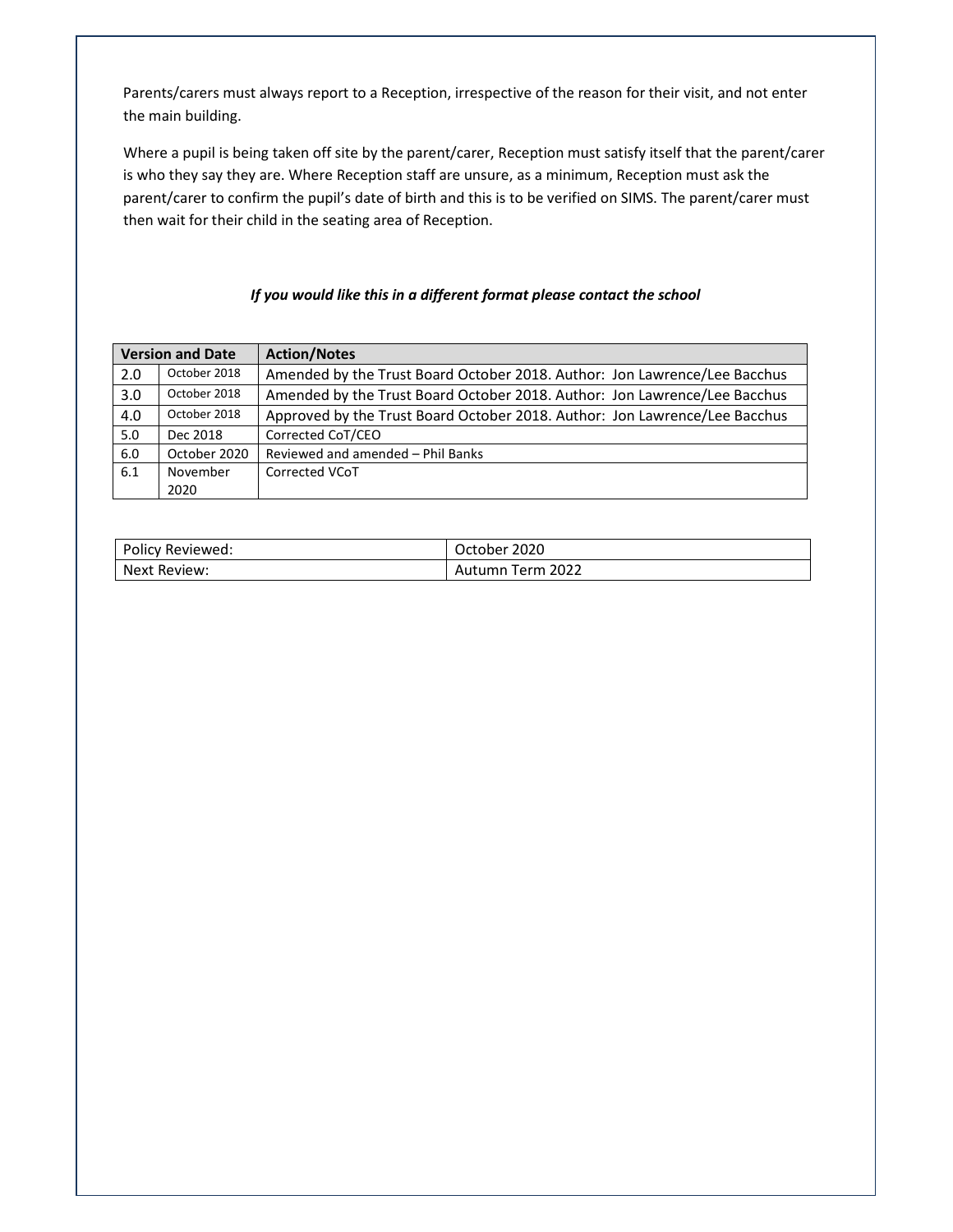Parents/carers must always report to a Reception, irrespective of the reason for their visit, and not enter the main building.

Where a pupil is being taken off site by the parent/carer, Reception must satisfy itself that the parent/carer is who they say they are. Where Reception staff are unsure, as a minimum, Reception must ask the parent/carer to confirm the pupil's date of birth and this is to be verified on SIMS. The parent/carer must then wait for their child in the seating area of Reception.

***If you would like this in a different format please contact the school***

| **Version and Date** | | **Action/Notes** |
|---|---|---|
| 2.0 | October 2018 | Amended by the Trust Board October 2018. Author: Jon Lawrence/Lee Bacchus |
| 3.0 | October 2018 | Amended by the Trust Board October 2018. Author: Jon Lawrence/Lee Bacchus |
| 4.0 | October 2018 | Approved by the Trust Board October 2018. Author: Jon Lawrence/Lee Bacchus |
| 5.0 | Dec 2018 | Corrected CoT/CEO |
| 6.0 | October 2020 | Reviewed and amended – Phil Banks |
| 6.1 | November 2020 | Corrected VCoT |

| | |
|---|---|
| Policy Reviewed: | October 2020 |
| Next Review: | Autumn Term 2022 |